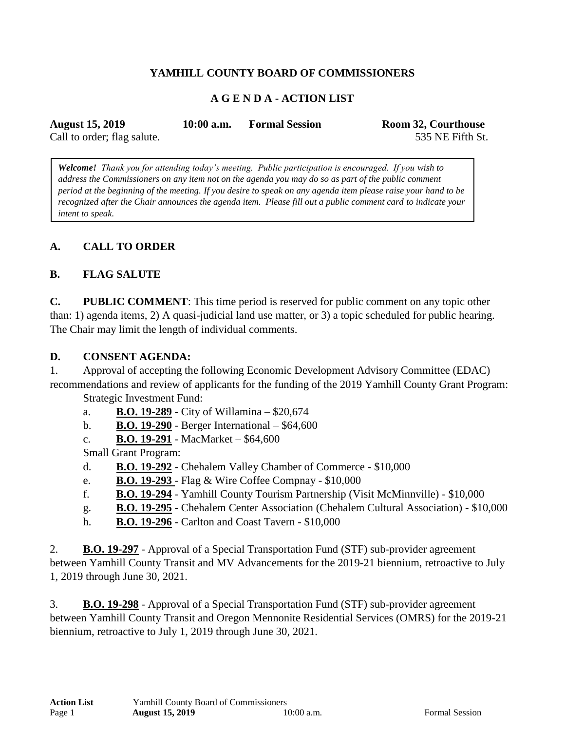# YAMHILL COUNTY BOARD OF COMMISSIONERS

## A G E N D A - ACTION LIST

**August 15, 2019** **10:00 a.m.** **Formal Session** **Room 32, Courthouse**

Call to order; flag salute. 535 NE Fifth St.

> ***Welcome!*** *Thank you for attending today's meeting. Public participation is encouraged. If you wish to address the Commissioners on any item not on the agenda you may do so as part of the public comment period at the beginning of the meeting. If you desire to speak on any agenda item please raise your hand to be recognized after the Chair announces the agenda item. Please fill out a public comment card to indicate your intent to speak.*

### A. CALL TO ORDER

### B. FLAG SALUTE

**C. PUBLIC COMMENT**: This time period is reserved for public comment on any topic other than: 1) agenda items, 2) A quasi-judicial land use matter, or 3) a topic scheduled for public hearing. The Chair may limit the length of individual comments.

### D. CONSENT AGENDA:

1. Approval of accepting the following Economic Development Advisory Committee (EDAC) recommendations and review of applicants for the funding of the 2019 Yamhill County Grant Program:

   Strategic Investment Fund:

   a. **B.O. 19-289** - City of Willamina – $20,674

   b. **B.O. 19-290** - Berger International – $64,600

   c. **B.O. 19-291** - MacMarket – $64,600

   Small Grant Program:

   d. **B.O. 19-292** - Chehalem Valley Chamber of Commerce - $10,000

   e. **B.O. 19-293** - Flag & Wire Coffee Compnay - $10,000

   f. **B.O. 19-294** - Yamhill County Tourism Partnership (Visit McMinnville) - $10,000

   g. **B.O. 19-295** - Chehalem Center Association (Chehalem Cultural Association) - $10,000

   h. **B.O. 19-296** - Carlton and Coast Tavern - $10,000

2. **B.O. 19-297** - Approval of a Special Transportation Fund (STF) sub-provider agreement between Yamhill County Transit and MV Advancements for the 2019-21 biennium, retroactive to July 1, 2019 through June 30, 2021.

3. **B.O. 19-298** - Approval of a Special Transportation Fund (STF) sub-provider agreement between Yamhill County Transit and Oregon Mennonite Residential Services (OMRS) for the 2019-21 biennium, retroactive to July 1, 2019 through June 30, 2021.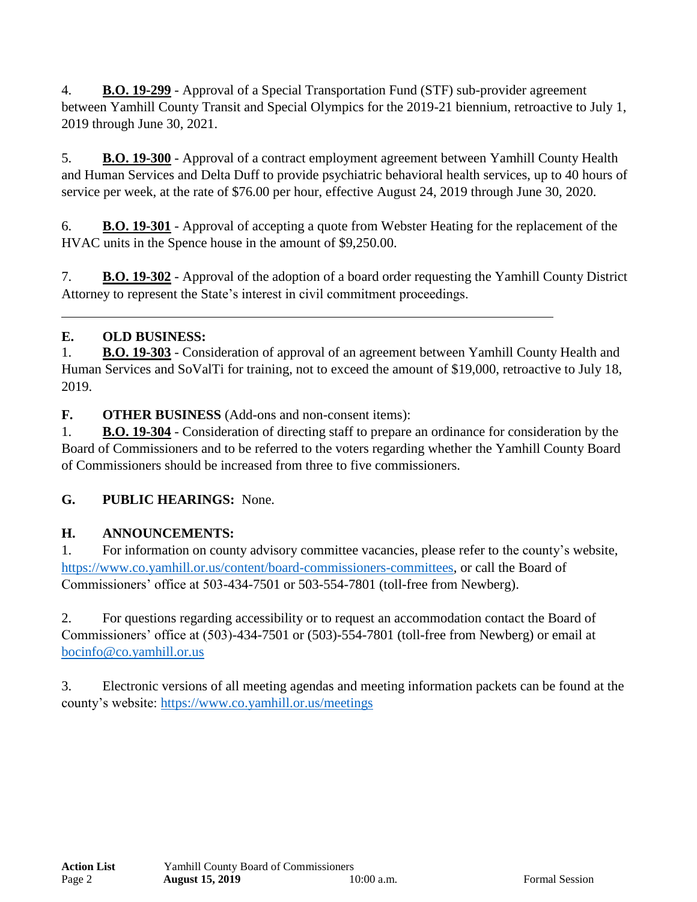4. **B.O. 19-299** - Approval of a Special Transportation Fund (STF) sub-provider agreement between Yamhill County Transit and Special Olympics for the 2019-21 biennium, retroactive to July 1, 2019 through June 30, 2021.

5. **B.O. 19-300** - Approval of a contract employment agreement between Yamhill County Health and Human Services and Delta Duff to provide psychiatric behavioral health services, up to 40 hours of service per week, at the rate of $76.00 per hour, effective August 24, 2019 through June 30, 2020.

6. **B.O. 19-301** - Approval of accepting a quote from Webster Heating for the replacement of the HVAC units in the Spence house in the amount of $9,250.00.

7. **B.O. 19-302** - Approval of the adoption of a board order requesting the Yamhill County District Attorney to represent the State's interest in civil commitment proceedings.

---

**E. OLD BUSINESS:**

1. **B.O. 19-303** - Consideration of approval of an agreement between Yamhill County Health and Human Services and SoValTi for training, not to exceed the amount of $19,000, retroactive to July 18, 2019.

**F. OTHER BUSINESS** (Add-ons and non-consent items):

1. **B.O. 19-304** - Consideration of directing staff to prepare an ordinance for consideration by the Board of Commissioners and to be referred to the voters regarding whether the Yamhill County Board of Commissioners should be increased from three to five commissioners.

**G. PUBLIC HEARINGS:** None.

**H. ANNOUNCEMENTS:**

1. For information on county advisory committee vacancies, please refer to the county's website, https://www.co.yamhill.or.us/content/board-commissioners-committees, or call the Board of Commissioners' office at 503-434-7501 or 503-554-7801 (toll-free from Newberg).

2. For questions regarding accessibility or to request an accommodation contact the Board of Commissioners' office at (503)-434-7501 or (503)-554-7801 (toll-free from Newberg) or email at bocinfo@co.yamhill.or.us

3. Electronic versions of all meeting agendas and meeting information packets can be found at the county's website: https://www.co.yamhill.or.us/meetings